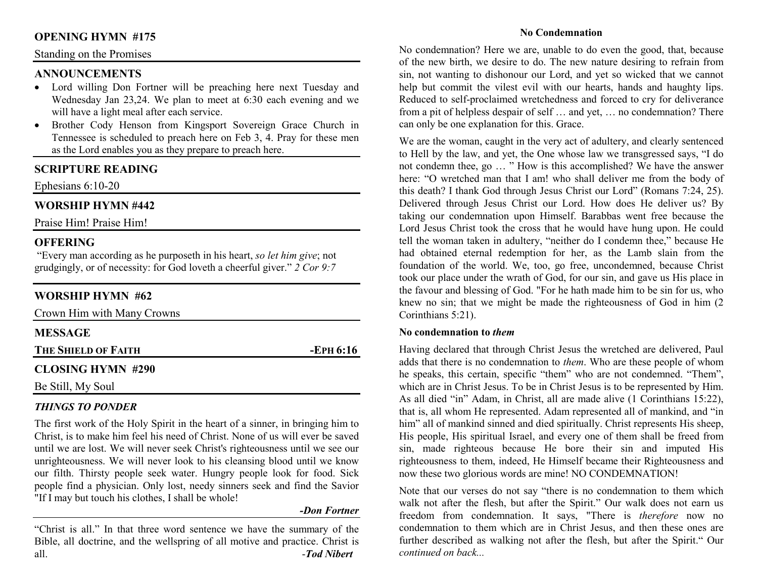## OPENING HYMN #175

Standing on the Promises

## ANNOUNCEMENTS

- Lord willing Don Fortner will be preaching here next Tuesday and Wednesday Jan 23,24. We plan to meet at 6:30 each evening and we will have a light meal after each service.
- Brother Cody Henson from Kingsport Sovereign Grace Church in Tennessee is scheduled to preach here on Feb 3, 4. Pray for these men as the Lord enables you as they prepare to preach here.

## SCRIPTURE READING

Ephesians 6:10-20

## WORSHIP HYMN #442

Praise Him! Praise Him!

## OFFERING

"Every man according as he purposeth in his heart, *so let him give*; not grudgingly, or of necessity: for God loveth a cheerful giver." *2 Cor 9:7*

## WORSHIP HYMN #62

Crown Him with Many Crowns

## MESSAGE

**THE SHIELD OF FAITH** **-EPH 6:16**

## CLOSING HYMN #290

Be Still, My Soul

### *THINGS TO PONDER*

The first work of the Holy Spirit in the heart of a sinner, in bringing him to Christ, is to make him feel his need of Christ. None of us will ever be saved until we are lost. We will never seek Christ's righteousness until we see our unrighteousness. We will never look to his cleansing blood until we know our filth. Thirsty people seek water. Hungry people look for food. Sick people find a physician. Only lost, needy sinners seek and find the Savior "If I may but touch his clothes, I shall be whole!

***-Don Fortner***

"Christ is all." In that three word sentence we have the summary of the Bible, all doctrine, and the wellspring of all motive and practice. Christ is all.

*-**Tod Nibert***

### No Condemnation

No condemnation? Here we are, unable to do even the good, that, because of the new birth, we desire to do. The new nature desiring to refrain from sin, not wanting to dishonour our Lord, and yet so wicked that we cannot help but commit the vilest evil with our hearts, hands and haughty lips. Reduced to self-proclaimed wretchedness and forced to cry for deliverance from a pit of helpless despair of self … and yet, … no condemnation? There can only be one explanation for this. Grace.

We are the woman, caught in the very act of adultery, and clearly sentenced to Hell by the law, and yet, the One whose law we transgressed says, "I do not condemn thee, go … " How is this accomplished? We have the answer here: "O wretched man that I am! who shall deliver me from the body of this death? I thank God through Jesus Christ our Lord" (Romans 7:24, 25). Delivered through Jesus Christ our Lord. How does He deliver us? By taking our condemnation upon Himself. Barabbas went free because the Lord Jesus Christ took the cross that he would have hung upon. He could tell the woman taken in adultery, "neither do I condemn thee," because He had obtained eternal redemption for her, as the Lamb slain from the foundation of the world. We, too, go free, uncondemned, because Christ took our place under the wrath of God, for our sin, and gave us His place in the favour and blessing of God. "For he hath made him to be sin for us, who knew no sin; that we might be made the righteousness of God in him (2 Corinthians 5:21).

#### No condemnation to *them*

Having declared that through Christ Jesus the wretched are delivered, Paul adds that there is no condemnation to *them*. Who are these people of whom he speaks, this certain, specific "them" who are not condemned. "Them", which are in Christ Jesus. To be in Christ Jesus is to be represented by Him. As all died "in" Adam, in Christ, all are made alive (1 Corinthians 15:22), that is, all whom He represented. Adam represented all of mankind, and "in him" all of mankind sinned and died spiritually. Christ represents His sheep, His people, His spiritual Israel, and every one of them shall be freed from sin, made righteous because He bore their sin and imputed His righteousness to them, indeed, He Himself became their Righteousness and now these two glorious words are mine! NO CONDEMNATION!

Note that our verses do not say "there is no condemnation to them which walk not after the flesh, but after the Spirit." Our walk does not earn us freedom from condemnation. It says, "There is *therefore* now no condemnation to them which are in Christ Jesus, and then these ones are further described as walking not after the flesh, but after the Spirit." Our *continued on back...*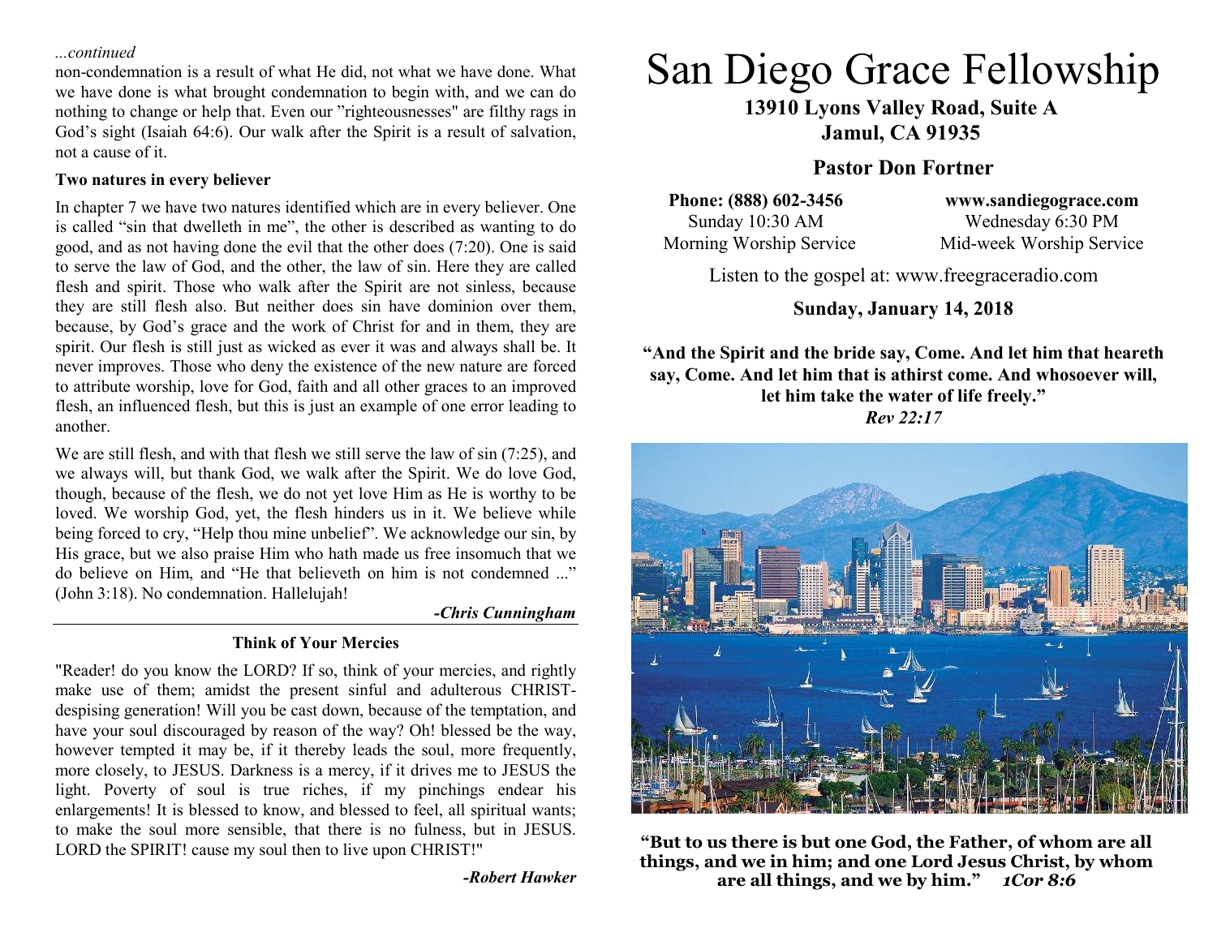*...continued*

non-condemnation is a result of what He did, not what we have done. What we have done is what brought condemnation to begin with, and we can do nothing to change or help that. Even our "righteousnesses" are filthy rags in God's sight (Isaiah 64:6). Our walk after the Spirit is a result of salvation, not a cause of it.

**Two natures in every believer**

In chapter 7 we have two natures identified which are in every believer. One is called "sin that dwelleth in me", the other is described as wanting to do good, and as not having done the evil that the other does (7:20). One is said to serve the law of God, and the other, the law of sin. Here they are called flesh and spirit. Those who walk after the Spirit are not sinless, because they are still flesh also. But neither does sin have dominion over them, because, by God's grace and the work of Christ for and in them, they are spirit. Our flesh is still just as wicked as ever it was and always shall be. It never improves. Those who deny the existence of the new nature are forced to attribute worship, love for God, faith and all other graces to an improved flesh, an influenced flesh, but this is just an example of one error leading to another.

We are still flesh, and with that flesh we still serve the law of sin (7:25), and we always will, but thank God, we walk after the Spirit. We do love God, though, because of the flesh, we do not yet love Him as He is worthy to be loved. We worship God, yet, the flesh hinders us in it. We believe while being forced to cry, "Help thou mine unbelief". We acknowledge our sin, by His grace, but we also praise Him who hath made us free insomuch that we do believe on Him, and "He that believeth on him is not condemned ..." (John 3:18). No condemnation. Hallelujah!

***-Chris Cunningham***

---

**Think of Your Mercies**

"Reader! do you know the LORD? If so, think of your mercies, and rightly make use of them; amidst the present sinful and adulterous CHRIST-despising generation! Will you be cast down, because of the temptation, and have your soul discouraged by reason of the way? Oh! blessed be the way, however tempted it may be, if it thereby leads the soul, more frequently, more closely, to JESUS. Darkness is a mercy, if it drives me to JESUS the light. Poverty of soul is true riches, if my pinchings endear his enlargements! It is blessed to know, and blessed to feel, all spiritual wants; to make the soul more sensible, that there is no fulness, but in JESUS. LORD the SPIRIT! cause my soul then to live upon CHRIST!"

***-Robert Hawker***

# San Diego Grace Fellowship

**13910 Lyons Valley Road, Suite A**
**Jamul, CA 91935**

## Pastor Don Fortner

**Phone: (888) 602-3456**
Sunday 10:30 AM
Morning Worship Service

**www.sandiegograce.com**
Wednesday 6:30 PM
Mid-week Worship Service

Listen to the gospel at: www.freegraceradio.com

**Sunday, January 14, 2018**

**"And the Spirit and the bride say, Come. And let him that heareth say, Come. And let him that is athirst come. And whosoever will, let him take the water of life freely."**
***Rev 22:17***

**"But to us there is but one God, the Father, of whom are all things, and we in him; and one Lord Jesus Christ, by whom are all things, and we by him."** ***1Cor 8:6***